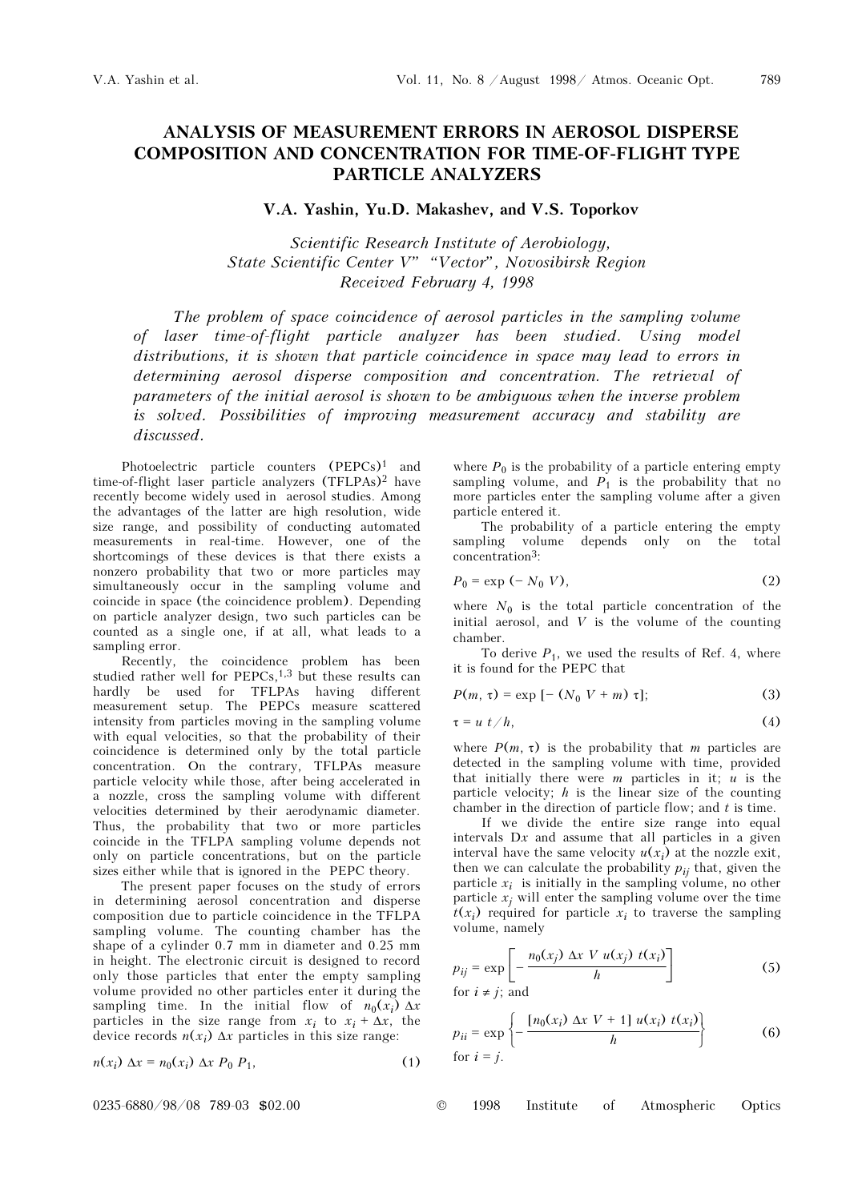# ANALYSIS OF MEASUREMENT ERRORS IN AEROSOL DISPERSE COMPOSITION AND CONCENTRATION FOR TIME-OF-FLIGHT TYPE PARTICLE ANALYZERS

**V.A. Yashin, Yu.D. Makashev, and V.S. Toporkov**

*Scientific Research Institute of Aerobiology, State Scientific Center V" "Vector", Novosibirsk Region*
*Received February 4, 1998*

*The problem of space coincidence of aerosol particles in the sampling volume of laser time-of-flight particle analyzer has been studied. Using model distributions, it is shown that particle coincidence in space may lead to errors in determining aerosol disperse composition and concentration. The retrieval of parameters of the initial aerosol is shown to be ambiguous when the inverse problem is solved. Possibilities of improving measurement accuracy and stability are discussed.*

Photoelectric particle counters (PEPCs)[1] and time-of-flight laser particle analyzers (TFLPAs)[2] have recently become widely used in aerosol studies. Among the advantages of the latter are high resolution, wide size range, and possibility of conducting automated measurements in real-time. However, one of the shortcomings of these devices is that there exists a nonzero probability that two or more particles may simultaneously occur in the sampling volume and coincide in space (the coincidence problem). Depending on particle analyzer design, two such particles can be counted as a single one, if at all, what leads to a sampling error.

Recently, the coincidence problem has been studied rather well for PEPCs,[1,3] but these results can hardly be used for TFLPAs having different measurement setup. The PEPCs measure scattered intensity from particles moving in the sampling volume with equal velocities, so that the probability of their coincidence is determined only by the total particle concentration. On the contrary, TFLPAs measure particle velocity while those, after being accelerated in a nozzle, cross the sampling volume with different velocities determined by their aerodynamic diameter. Thus, the probability that two or more particles coincide in the TFLPA sampling volume depends not only on particle concentrations, but on the particle sizes either while that is ignored in the PEPC theory.

The present paper focuses on the study of errors in determining aerosol concentration and disperse composition due to particle coincidence in the TFLPA sampling volume. The counting chamber has the shape of a cylinder 0.7 mm in diameter and 0.25 mm in height. The electronic circuit is designed to record only those particles that enter the empty sampling volume provided no other particles enter it during the sampling time. In the initial flow of $n_0(x_i)\,\Delta x$ particles in the size range from $x_i$ to $x_i + \Delta x$, the device records $n(x_i)\,\Delta x$ particles in this size range:

$$n(x_i)\,\Delta x = n_0(x_i)\,\Delta x\,P_0\,P_1, \tag{1}$$

where $P_0$ is the probability of a particle entering empty sampling volume, and $P_1$ is the probability that no more particles enter the sampling volume after a given particle entered it.

The probability of a particle entering the empty sampling volume depends only on the total concentration[3]:

$$P_0 = \exp\,(-\,N_0\,V), \tag{2}$$

where $N_0$ is the total particle concentration of the initial aerosol, and $V$ is the volume of the counting chamber.

To derive $P_1$, we used the results of Ref. 4, where it is found for the PEPC that

$$P(m, \tau) = \exp\,[-\,(N_0\,V + m)\,\tau]; \tag{3}$$

$$\tau = u\,t/h, \tag{4}$$

where $P(m, \tau)$ is the probability that $m$ particles are detected in the sampling volume with time, provided that initially there were $m$ particles in it; $u$ is the particle velocity; $h$ is the linear size of the counting chamber in the direction of particle flow; and $t$ is time.

If we divide the entire size range into equal intervals D$x$ and assume that all particles in a given interval have the same velocity $u(x_i)$ at the nozzle exit, then we can calculate the probability $p_{ij}$ that, given the particle $x_i$ is initially in the sampling volume, no other particle $x_j$ will enter the sampling volume over the time $t(x_i)$ required for particle $x_i$ to traverse the sampling volume, namely

$$p_{ij} = \exp\left[-\,\frac{n_0(x_j)\,\Delta x\,V\,u(x_j)\,t(x_i)}{h}\right] \tag{5}$$

for $i \neq j$; and

$$p_{ii} = \exp\left\{-\,\frac{[n_0(x_i)\,\Delta x\,V + 1]\,u(x_i)\,t(x_i)}{h}\right\} \tag{6}$$

for $i = j$.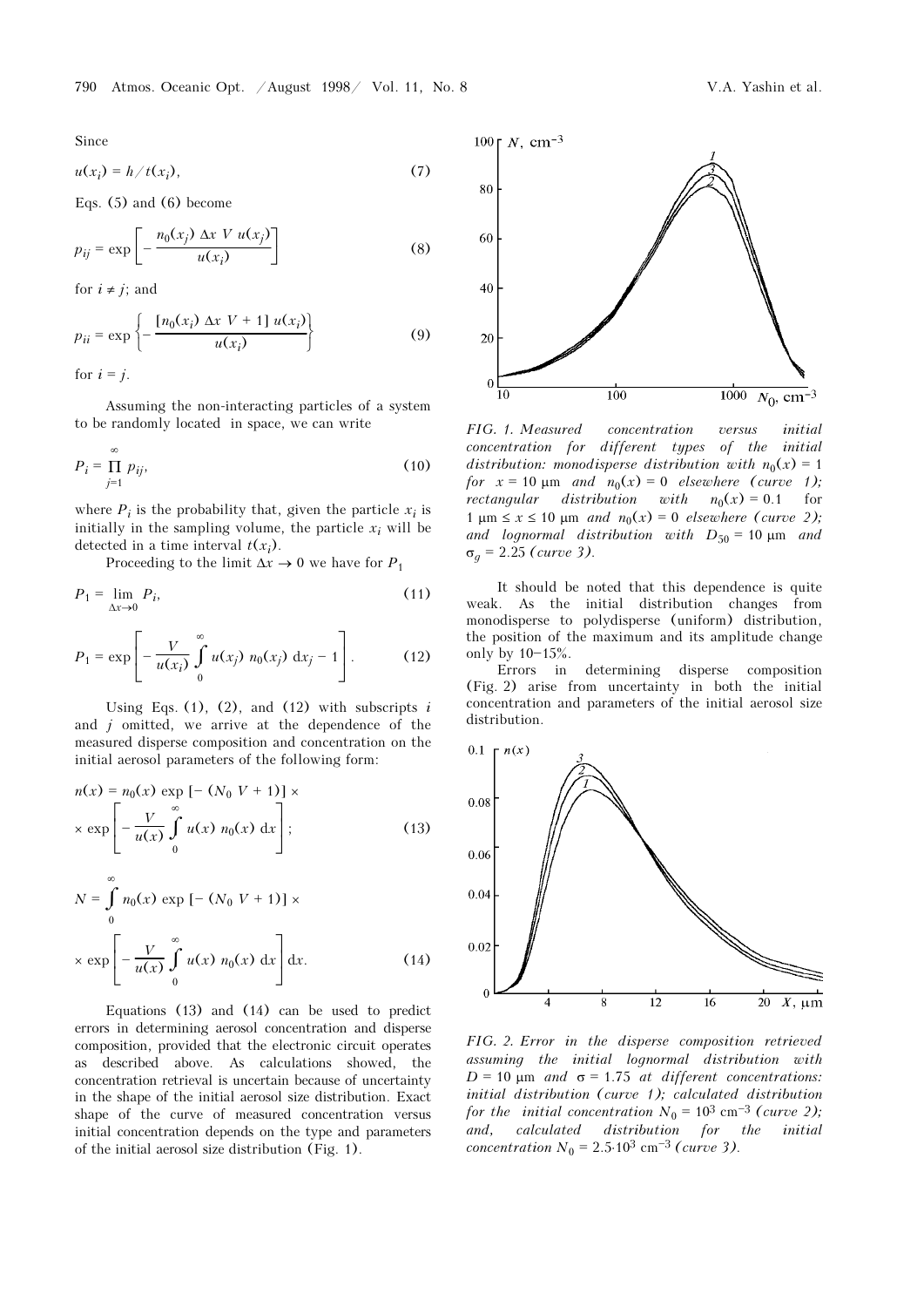Since

$$u(x_i) = h / t(x_i), \tag{7}$$

Eqs. (5) and (6) become

$$p_{ij} = \exp\left[-\frac{n_0(x_j)\,\Delta x\,V\,u(x_j)}{u(x_i)}\right] \tag{8}$$

for $i \neq j$; and

$$p_{ii} = \exp\left\{-\frac{[n_0(x_i)\,\Delta x\,V + 1]\,u(x_i)}{u(x_i)}\right\} \tag{9}$$

for $i = j$.

Assuming the non-interacting particles of a system to be randomly located in space, we can write

$$P_i = \prod_{j=1}^{\infty} p_{ij}, \tag{10}$$

where $P_i$ is the probability that, given the particle $x_i$ is initially in the sampling volume, the particle $x_i$ will be detected in a time interval $t(x_i)$.

Proceeding to the limit $\Delta x \to 0$ we have for $P_1$

$$P_1 = \lim_{\Delta x \to 0} P_i, \tag{11}$$

$$P_1 = \exp\left[-\frac{V}{u(x_i)}\int_0^{\infty} u(x_j)\,n_0(x_j)\,\mathrm{d}x_j - 1\right]. \tag{12}$$

Using Eqs. (1), (2), and (12) with subscripts $i$ and $j$ omitted, we arrive at the dependence of the measured disperse composition and concentration on the initial aerosol parameters of the following form:

$$n(x) = n_0(x)\exp\left[-(N_0\,V + 1)\right] \times \exp\left[-\frac{V}{u(x)}\int_0^{\infty} u(x)\,n_0(x)\,\mathrm{d}x\right]; \tag{13}$$

$$N = \int_0^{\infty} n_0(x)\exp\left[-(N_0\,V + 1)\right] \times \exp\left[-\frac{V}{u(x)}\int_0^{\infty} u(x)\,n_0(x)\,\mathrm{d}x\right]\mathrm{d}x. \tag{14}$$

Equations (13) and (14) can be used to predict errors in determining aerosol concentration and disperse composition, provided that the electronic circuit operates as described above. As calculations showed, the concentration retrieval is uncertain because of uncertainty in the shape of the initial aerosol size distribution. Exact shape of the curve of measured concentration versus initial concentration depends on the type and parameters of the initial aerosol size distribution (Fig. 1).

*FIG. 1. Measured concentration versus initial concentration for different types of the initial distribution: monodisperse distribution with $n_0(x) = 1$ for $x = 10$ μm and $n_0(x) = 0$ elsewhere (curve 1); rectangular distribution with $n_0(x) = 0.1$ for $1$ μm $\leq x \leq 10$ μm and $n_0(x) = 0$ elsewhere (curve 2); and lognormal distribution with $D_{50} = 10$ μm and $\sigma_g = 2.25$ (curve 3).*

It should be noted that this dependence is quite weak. As the initial distribution changes from monodisperse to polydisperse (uniform) distribution, the position of the maximum and its amplitude change only by 10–15%.

Errors in determining disperse composition (Fig. 2) arise from uncertainty in both the initial concentration and parameters of the initial aerosol size distribution.

*FIG. 2. Error in the disperse composition retrieved assuming the initial lognormal distribution with $D = 10$ μm and $\sigma = 1.75$ at different concentrations: initial distribution (curve 1); calculated distribution for the initial concentration $N_0 = 10^3$ cm$^{-3}$ (curve 2); and, calculated distribution for the initial concentration $N_0 = 2.5 \cdot 10^3$ cm$^{-3}$ (curve 3).*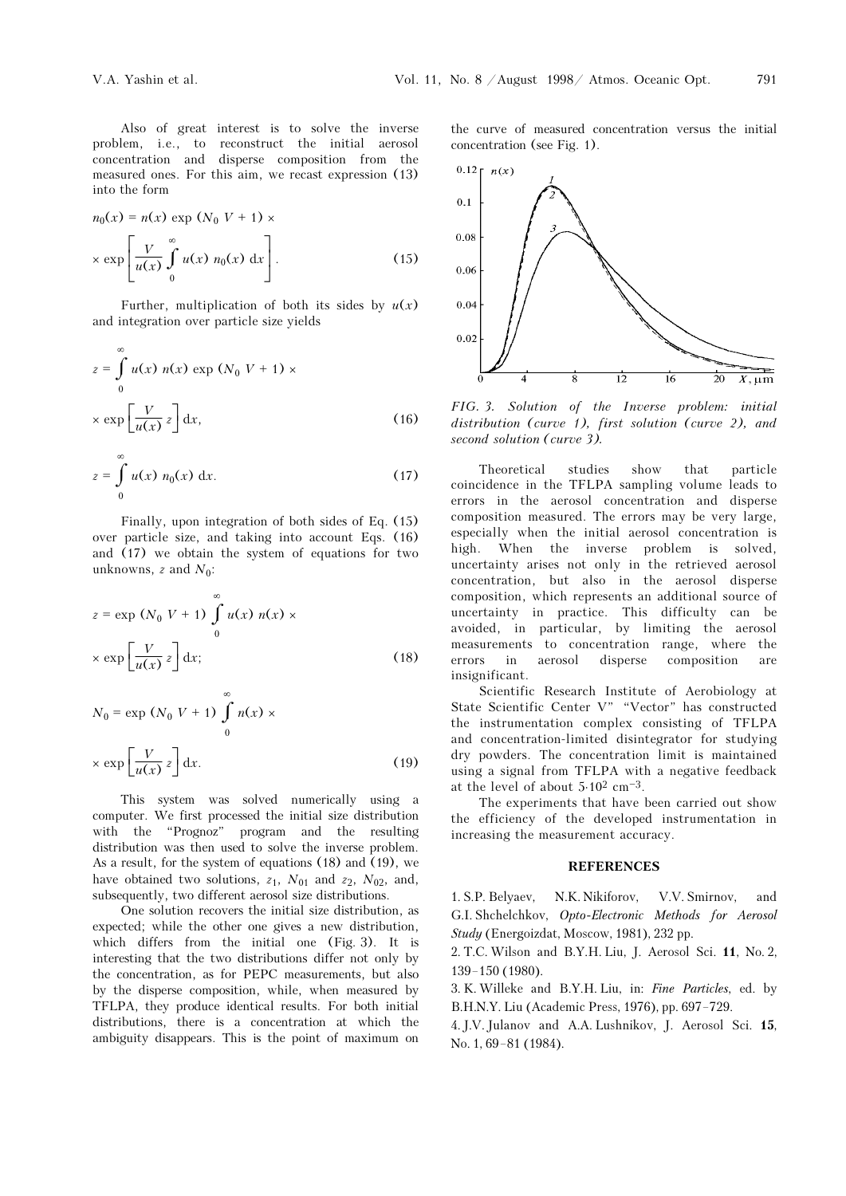Also of great interest is to solve the inverse problem, i.e., to reconstruct the initial aerosol concentration and disperse composition from the measured ones. For this aim, we recast expression (13) into the form

$$n_0(x) = n(x) \exp(N_0 V + 1) \times \exp\left[\frac{V}{u(x)} \int_0^\infty u(x)\, n_0(x)\, dx\right]. \quad (15)$$

Further, multiplication of both its sides by $u(x)$ and integration over particle size yields

$$z = \int_0^\infty u(x)\, n(x) \exp(N_0 V + 1) \times \exp\left[\frac{V}{u(x)} z\right] dx, \quad (16)$$

$$z = \int_0^\infty u(x)\, n_0(x)\, dx. \quad (17)$$

Finally, upon integration of both sides of Eq. (15) over particle size, and taking into account Eqs. (16) and (17) we obtain the system of equations for two unknowns, $z$ and $N_0$:

$$z = \exp(N_0 V + 1) \int_0^\infty u(x)\, n(x) \times \exp\left[\frac{V}{u(x)} z\right] dx; \quad (18)$$

$$N_0 = \exp(N_0 V + 1) \int_0^\infty n(x) \times \exp\left[\frac{V}{u(x)} z\right] dx. \quad (19)$$

This system was solved numerically using a computer. We first processed the initial size distribution with the "Prognoz" program and the resulting distribution was then used to solve the inverse problem. As a result, for the system of equations (18) and (19), we have obtained two solutions, $z_1$, $N_{01}$ and $z_2$, $N_{02}$, and, subsequently, two different aerosol size distributions.

One solution recovers the initial size distribution, as expected; while the other one gives a new distribution, which differs from the initial one (Fig. 3). It is interesting that the two distributions differ not only by the concentration, as for PEPC measurements, but also by the disperse composition, while, when measured by TFLPA, they produce identical results. For both initial distributions, there is a concentration at which the ambiguity disappears. This is the point of maximum on the curve of measured concentration versus the initial concentration (see Fig. 1).

0.12
$n(x)$
0.1
0.08
0.06
0.04
0.02
0
4
8
12
16
20
$X$, μm
1
2
3

*FIG. 3. Solution of the Inverse problem: initial distribution (curve 1), first solution (curve 2), and second solution (curve 3).*

Theoretical studies show that particle coincidence in the TFLPA sampling volume leads to errors in the aerosol concentration and disperse composition measured. The errors may be very large, especially when the initial aerosol concentration is high. When the inverse problem is solved, uncertainty arises not only in the retrieved aerosol concentration, but also in the aerosol disperse composition, which represents an additional source of uncertainty in practice. This difficulty can be avoided, in particular, by limiting the aerosol measurements to concentration range, where the errors in aerosol disperse composition are insignificant.

Scientific Research Institute of Aerobiology at State Scientific Center V" "Vector" has constructed the instrumentation complex consisting of TFLPA and concentration-limited disintegrator for studying dry powders. The concentration limit is maintained using a signal from TFLPA with a negative feedback at the level of about $5 \cdot 10^2$ cm$^{-3}$.

The experiments that have been carried out show the efficiency of the developed instrumentation in increasing the measurement accuracy.

## REFERENCES

1. S.P. Belyaev, N.K. Nikiforov, V.V. Smirnov, and G.I. Shchelchkov, *Opto-Electronic Methods for Aerosol Study* (Energoizdat, Moscow, 1981), 232 pp.

2. T.C. Wilson and B.Y.H. Liu, J. Aerosol Sci. **11**, No. 2, 139–150 (1980).

3. K. Willeke and B.Y.H. Liu, in: *Fine Particles*, ed. by B.H.N.Y. Liu (Academic Press, 1976), pp. 697–729.

4. J.V. Julanov and A.A. Lushnikov, J. Aerosol Sci. **15**, No. 1, 69–81 (1984).